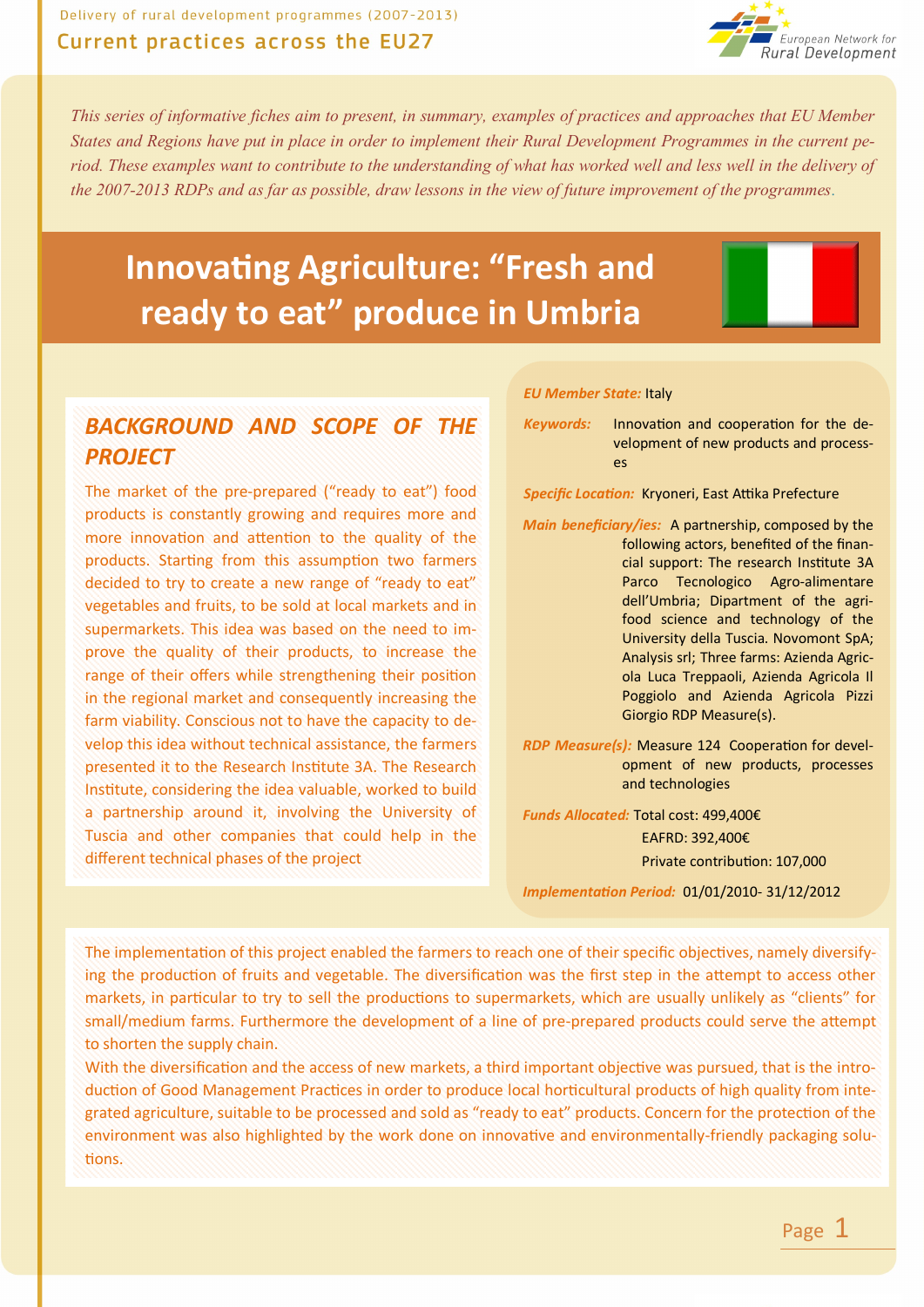*This series of informative fiches aim to present, in summary, examples of practices and approaches that EU Member States and Regions have put in place in order to implement their Rural Development Programmes in the current period. These examples want to contribute to the understanding of what has worked well and less well in the delivery of the 2007-2013 RDPs and as far as possible, draw lessons in the view of future improvement of the programmes.*

# Innovating Agriculture: "Fresh and ready to eat" produce in Umbria

## BACKGROUND AND SCOPE OF THE PROJECT

The market of the pre-prepared ("ready to eat") food products is constantly growing and requires more and more innovation and attention to the quality of the products. Starting from this assumption two farmers decided to try to create a new range of "ready to eat" vegetables and fruits, to be sold at local markets and in supermarkets. This idea was based on the need to improve the quality of their products, to increase the range of their offers while strengthening their position in the regional market and consequently increasing the farm viability. Conscious not to have the capacity to develop this idea without technical assistance, the farmers presented it to the Research Institute 3A. The Research Institute, considering the idea valuable, worked to build a partnership around it, involving the University of Tuscia and other companies that could help in the different technical phases of the project

***EU Member State:*** Italy

***Keywords:*** Innovation and cooperation for the development of new products and processes

***Specific Location:*** Kryoneri, East Attika Prefecture

***Main beneficiary/ies:*** A partnership, composed by the following actors, benefited of the financial support: The research Institute 3A Parco Tecnologico Agro-alimentare dell'Umbria; Dipartment of the agri-food science and technology of the University della Tuscia. Novomont SpA; Analysis srl; Three farms: Azienda Agricola Luca Treppaoli, Azienda Agricola Il Poggiolo and Azienda Agricola Pizzi Giorgio RDP Measure(s).

***RDP Measure(s):*** Measure 124 Cooperation for development of new products, processes and technologies

***Funds Allocated:*** Total cost: 499,400€
EAFRD: 392,400€
Private contribution: 107,000

***Implementation Period:*** 01/01/2010- 31/12/2012

The implementation of this project enabled the farmers to reach one of their specific objectives, namely diversifying the production of fruits and vegetable. The diversification was the first step in the attempt to access other markets, in particular to try to sell the productions to supermarkets, which are usually unlikely as "clients" for small/medium farms. Furthermore the development of a line of pre-prepared products could serve the attempt to shorten the supply chain.

With the diversification and the access of new markets, a third important objective was pursued, that is the introduction of Good Management Practices in order to produce local horticultural products of high quality from integrated agriculture, suitable to be processed and sold as "ready to eat" products. Concern for the protection of the environment was also highlighted by the work done on innovative and environmentally-friendly packaging solutions.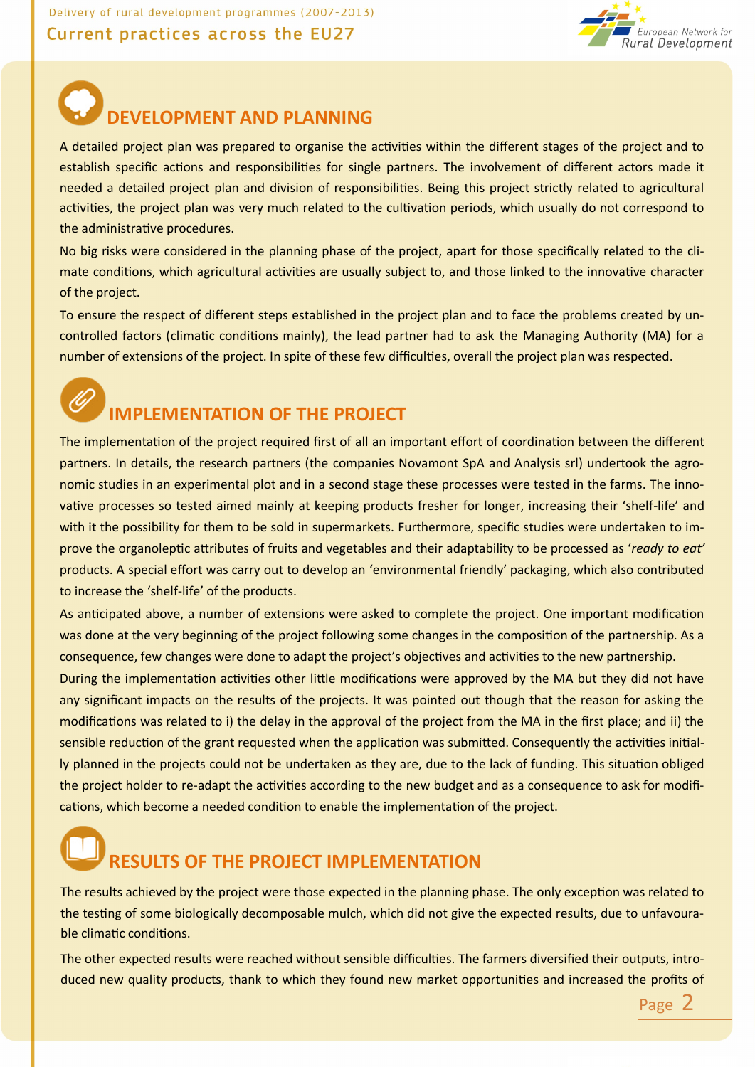## DEVELOPMENT AND PLANNING

A detailed project plan was prepared to organise the activities within the different stages of the project and to establish specific actions and responsibilities for single partners. The involvement of different actors made it needed a detailed project plan and division of responsibilities. Being this project strictly related to agricultural activities, the project plan was very much related to the cultivation periods, which usually do not correspond to the administrative procedures.

No big risks were considered in the planning phase of the project, apart for those specifically related to the climate conditions, which agricultural activities are usually subject to, and those linked to the innovative character of the project.

To ensure the respect of different steps established in the project plan and to face the problems created by uncontrolled factors (climatic conditions mainly), the lead partner had to ask the Managing Authority (MA) for a number of extensions of the project. In spite of these few difficulties, overall the project plan was respected.

## IMPLEMENTATION OF THE PROJECT

The implementation of the project required first of all an important effort of coordination between the different partners. In details, the research partners (the companies Novamont SpA and Analysis srl) undertook the agronomic studies in an experimental plot and in a second stage these processes were tested in the farms. The innovative processes so tested aimed mainly at keeping products fresher for longer, increasing their 'shelf-life' and with it the possibility for them to be sold in supermarkets. Furthermore, specific studies were undertaken to improve the organoleptic attributes of fruits and vegetables and their adaptability to be processed as '*ready to eat*' products. A special effort was carry out to develop an 'environmental friendly' packaging, which also contributed to increase the 'shelf-life' of the products.

As anticipated above, a number of extensions were asked to complete the project. One important modification was done at the very beginning of the project following some changes in the composition of the partnership. As a consequence, few changes were done to adapt the project's objectives and activities to the new partnership.

During the implementation activities other little modifications were approved by the MA but they did not have any significant impacts on the results of the projects. It was pointed out though that the reason for asking the modifications was related to i) the delay in the approval of the project from the MA in the first place; and ii) the sensible reduction of the grant requested when the application was submitted. Consequently the activities initially planned in the projects could not be undertaken as they are, due to the lack of funding. This situation obliged the project holder to re-adapt the activities according to the new budget and as a consequence to ask for modifications, which become a needed condition to enable the implementation of the project.

## RESULTS OF THE PROJECT IMPLEMENTATION

The results achieved by the project were those expected in the planning phase. The only exception was related to the testing of some biologically decomposable mulch, which did not give the expected results, due to unfavourable climatic conditions.

The other expected results were reached without sensible difficulties. The farmers diversified their outputs, introduced new quality products, thank to which they found new market opportunities and increased the profits of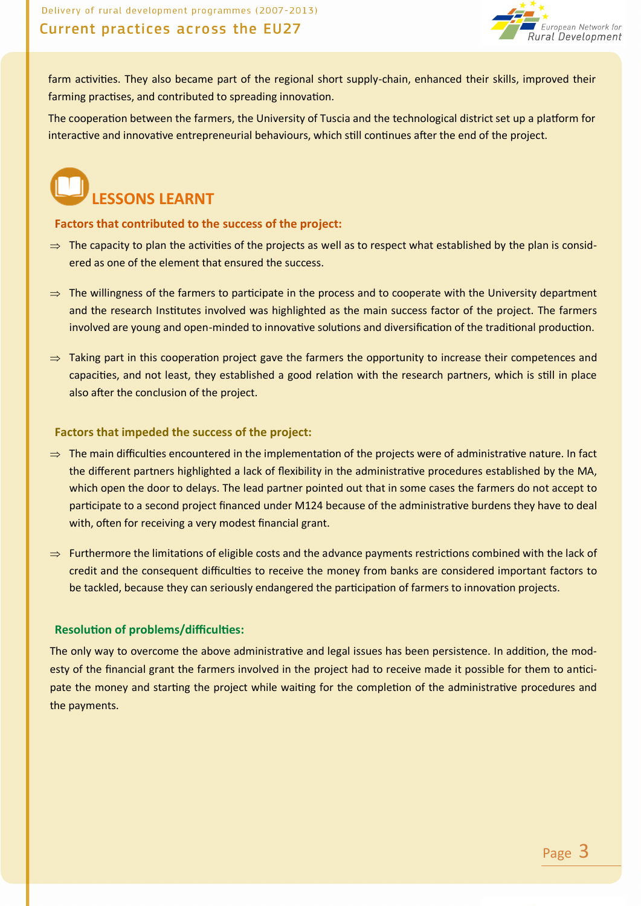farm activities. They also became part of the regional short supply-chain, enhanced their skills, improved their farming practises, and contributed to spreading innovation.

The cooperation between the farmers, the University of Tuscia and the technological district set up a platform for interactive and innovative entrepreneurial behaviours, which still continues after the end of the project.

## LESSONS LEARNT

### Factors that contributed to the success of the project:

⇒ The capacity to plan the activities of the projects as well as to respect what established by the plan is considered as one of the element that ensured the success.

⇒ The willingness of the farmers to participate in the process and to cooperate with the University department and the research Institutes involved was highlighted as the main success factor of the project. The farmers involved are young and open-minded to innovative solutions and diversification of the traditional production.

⇒ Taking part in this cooperation project gave the farmers the opportunity to increase their competences and capacities, and not least, they established a good relation with the research partners, which is still in place also after the conclusion of the project.

### Factors that impeded the success of the project:

⇒ The main difficulties encountered in the implementation of the projects were of administrative nature. In fact the different partners highlighted a lack of flexibility in the administrative procedures established by the MA, which open the door to delays. The lead partner pointed out that in some cases the farmers do not accept to participate to a second project financed under M124 because of the administrative burdens they have to deal with, often for receiving a very modest financial grant.

⇒ Furthermore the limitations of eligible costs and the advance payments restrictions combined with the lack of credit and the consequent difficulties to receive the money from banks are considered important factors to be tackled, because they can seriously endangered the participation of farmers to innovation projects.

### Resolution of problems/difficulties:

The only way to overcome the above administrative and legal issues has been persistence. In addition, the modesty of the financial grant the farmers involved in the project had to receive made it possible for them to anticipate the money and starting the project while waiting for the completion of the administrative procedures and the payments.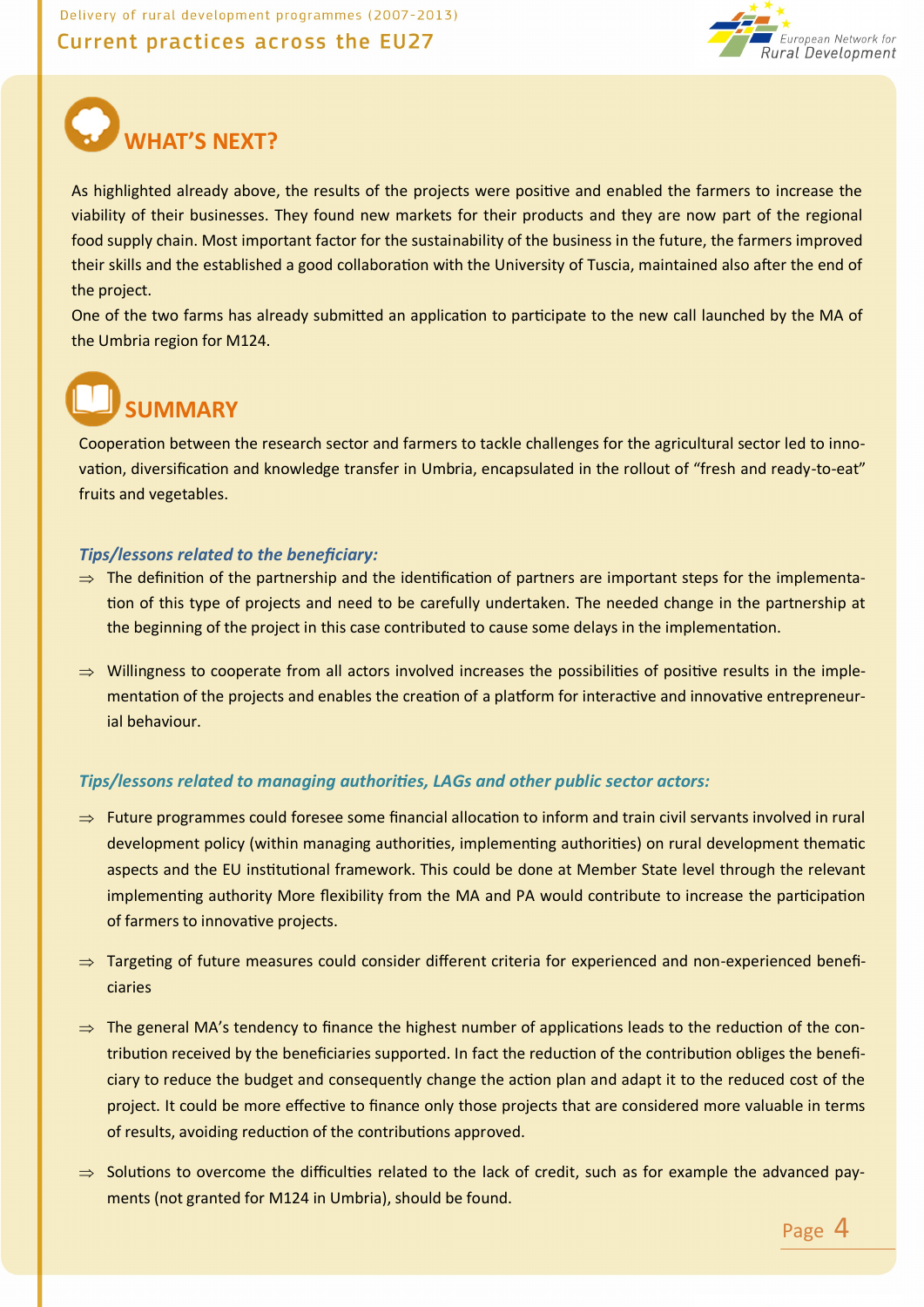## WHAT'S NEXT?

As highlighted already above, the results of the projects were positive and enabled the farmers to increase the viability of their businesses. They found new markets for their products and they are now part of the regional food supply chain. Most important factor for the sustainability of the business in the future, the farmers improved their skills and the established a good collaboration with the University of Tuscia, maintained also after the end of the project.

One of the two farms has already submitted an application to participate to the new call launched by the MA of the Umbria region for M124.

## SUMMARY

Cooperation between the research sector and farmers to tackle challenges for the agricultural sector led to innovation, diversification and knowledge transfer in Umbria, encapsulated in the rollout of "fresh and ready-to-eat" fruits and vegetables.

***Tips/lessons related to the beneficiary:***

⇒ The definition of the partnership and the identification of partners are important steps for the implementation of this type of projects and need to be carefully undertaken. The needed change in the partnership at the beginning of the project in this case contributed to cause some delays in the implementation.

⇒ Willingness to cooperate from all actors involved increases the possibilities of positive results in the implementation of the projects and enables the creation of a platform for interactive and innovative entrepreneurial behaviour.

***Tips/lessons related to managing authorities, LAGs and other public sector actors:***

⇒ Future programmes could foresee some financial allocation to inform and train civil servants involved in rural development policy (within managing authorities, implementing authorities) on rural development thematic aspects and the EU institutional framework. This could be done at Member State level through the relevant implementing authority More flexibility from the MA and PA would contribute to increase the participation of farmers to innovative projects.

⇒ Targeting of future measures could consider different criteria for experienced and non-experienced beneficiaries

⇒ The general MA's tendency to finance the highest number of applications leads to the reduction of the contribution received by the beneficiaries supported. In fact the reduction of the contribution obliges the beneficiary to reduce the budget and consequently change the action plan and adapt it to the reduced cost of the project. It could be more effective to finance only those projects that are considered more valuable in terms of results, avoiding reduction of the contributions approved.

⇒ Solutions to overcome the difficulties related to the lack of credit, such as for example the advanced payments (not granted for M124 in Umbria), should be found.